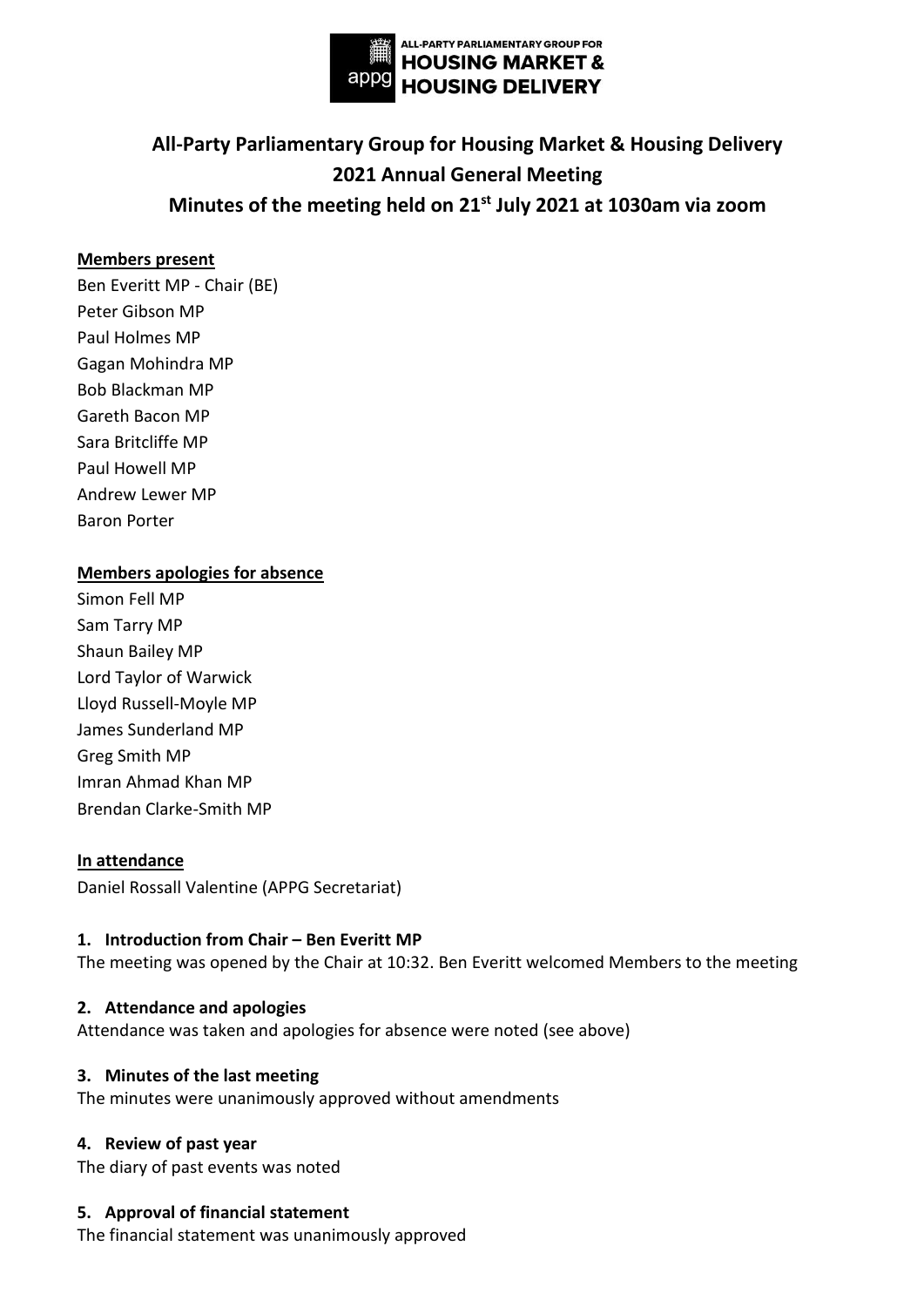ALL-PARTY PARLIAMENTARY GROUP FOR **HOUSING MARKET & HOUSING DELIVERY**

# All-Party Parliamentary Group for Housing Market & Housing Delivery
# 2021 Annual General Meeting
# Minutes of the meeting held on 21st July 2021 at 1030am via zoom

**Members present**

Ben Everitt MP - Chair (BE)
Peter Gibson MP
Paul Holmes MP
Gagan Mohindra MP
Bob Blackman MP
Gareth Bacon MP
Sara Britcliffe MP
Paul Howell MP
Andrew Lewer MP
Baron Porter

**Members apologies for absence**

Simon Fell MP
Sam Tarry MP
Shaun Bailey MP
Lord Taylor of Warwick
Lloyd Russell-Moyle MP
James Sunderland MP
Greg Smith MP
Imran Ahmad Khan MP
Brendan Clarke-Smith MP

**In attendance**

Daniel Rossall Valentine (APPG Secretariat)

**1. Introduction from Chair – Ben Everitt MP**

The meeting was opened by the Chair at 10:32. Ben Everitt welcomed Members to the meeting

**2. Attendance and apologies**

Attendance was taken and apologies for absence were noted (see above)

**3. Minutes of the last meeting**

The minutes were unanimously approved without amendments

**4. Review of past year**

The diary of past events was noted

**5. Approval of financial statement**

The financial statement was unanimously approved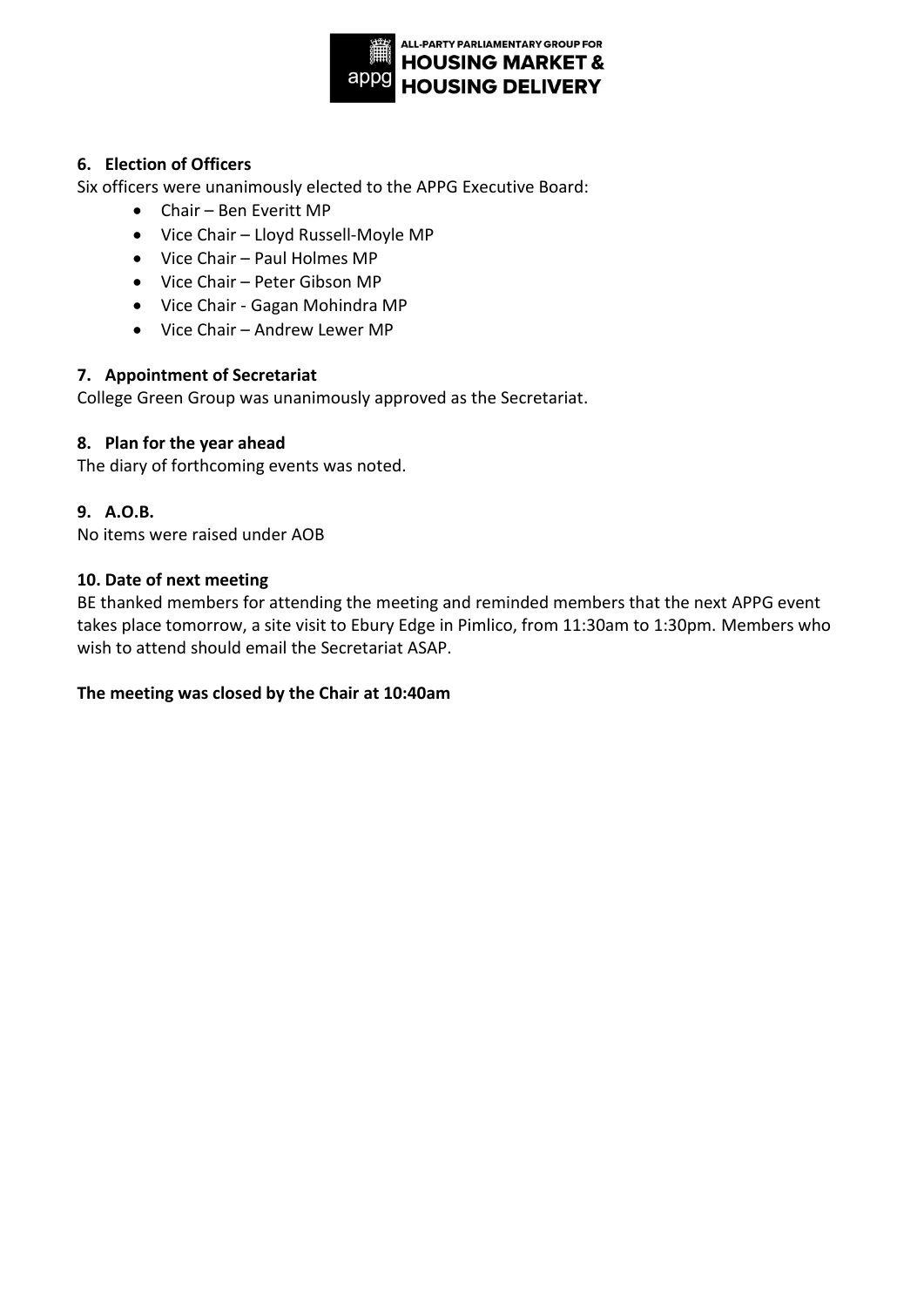### 6. Election of Officers

Six officers were unanimously elected to the APPG Executive Board:

- Chair – Ben Everitt MP
- Vice Chair – Lloyd Russell-Moyle MP
- Vice Chair – Paul Holmes MP
- Vice Chair – Peter Gibson MP
- Vice Chair - Gagan Mohindra MP
- Vice Chair – Andrew Lewer MP

### 7. Appointment of Secretariat

College Green Group was unanimously approved as the Secretariat.

### 8. Plan for the year ahead

The diary of forthcoming events was noted.

### 9. A.O.B.

No items were raised under AOB

### 10. Date of next meeting

BE thanked members for attending the meeting and reminded members that the next APPG event takes place tomorrow, a site visit to Ebury Edge in Pimlico, from 11:30am to 1:30pm. Members who wish to attend should email the Secretariat ASAP.

**The meeting was closed by the Chair at 10:40am**